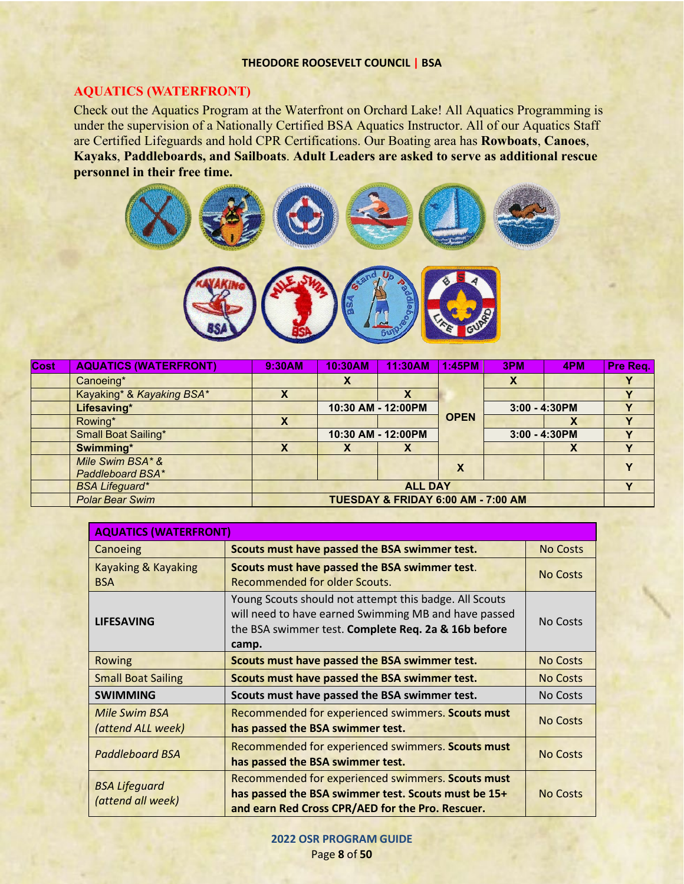## AQUATICS (WATERFRONT)

Check out the Aquatics Program at the Waterfront on Orchard Lake! All Aquatics Programming is under the supervision of a Nationally Certified BSA Aquatics Instructor. All of our Aquatics Staff are Certified Lifeguards and hold CPR Certifications. Our Boating area has **Rowboats**, **Canoes**, **Kayaks**, **Paddleboards, and Sailboats**. **Adult Leaders are asked to serve as additional rescue personnel in their free time.**

| Cost | AQUATICS (WATERFRONT) | 9:30AM | 10:30AM | 11:30AM | 1:45PM | 3PM | 4PM | Pre Req. |
|---|---|---|---|---|---|---|---|---|
| | Canoeing* | | X | | OPEN | X | | Y |
| | Kayaking* & *Kayaking BSA** | X | | X | | | | Y |
| | **Lifesaving*** | | 10:30 AM - 12:00PM | | | 3:00 - 4:30PM | | Y |
| | Rowing* | X | | | | | X | Y |
| | Small Boat Sailing* | | 10:30 AM - 12:00PM | | | 3:00 - 4:30PM | | Y |
| | **Swimming*** | X | X | X | | | X | Y |
| | *Mile Swim BSA* & Paddleboard BSA** | | | | X | | | Y |
| | *BSA Lifeguard** | ALL DAY | | | | | | Y |
| | *Polar Bear Swim* | TUESDAY & FRIDAY 6:00 AM - 7:00 AM | | | | | | |

| AQUATICS (WATERFRONT) | | |
|---|---|---|
| Canoeing | **Scouts must have passed the BSA swimmer test.** | No Costs |
| Kayaking & Kayaking BSA | **Scouts must have passed the BSA swimmer test.** Recommended for older Scouts. | No Costs |
| **LIFESAVING** | Young Scouts should not attempt this badge. All Scouts will need to have earned Swimming MB and have passed the BSA swimmer test. **Complete Req. 2a & 16b before camp.** | No Costs |
| Rowing | **Scouts must have passed the BSA swimmer test.** | No Costs |
| Small Boat Sailing | **Scouts must have passed the BSA swimmer test.** | No Costs |
| **SWIMMING** | **Scouts must have passed the BSA swimmer test.** | No Costs |
| *Mile Swim BSA (attend ALL week)* | Recommended for experienced swimmers. **Scouts must has passed the BSA swimmer test.** | No Costs |
| *Paddleboard BSA* | Recommended for experienced swimmers. **Scouts must has passed the BSA swimmer test.** | No Costs |
| *BSA Lifeguard (attend all week)* | Recommended for experienced swimmers. **Scouts must has passed the BSA swimmer test. Scouts must be 15+ and earn Red Cross CPR/AED for the Pro. Rescuer.** | No Costs |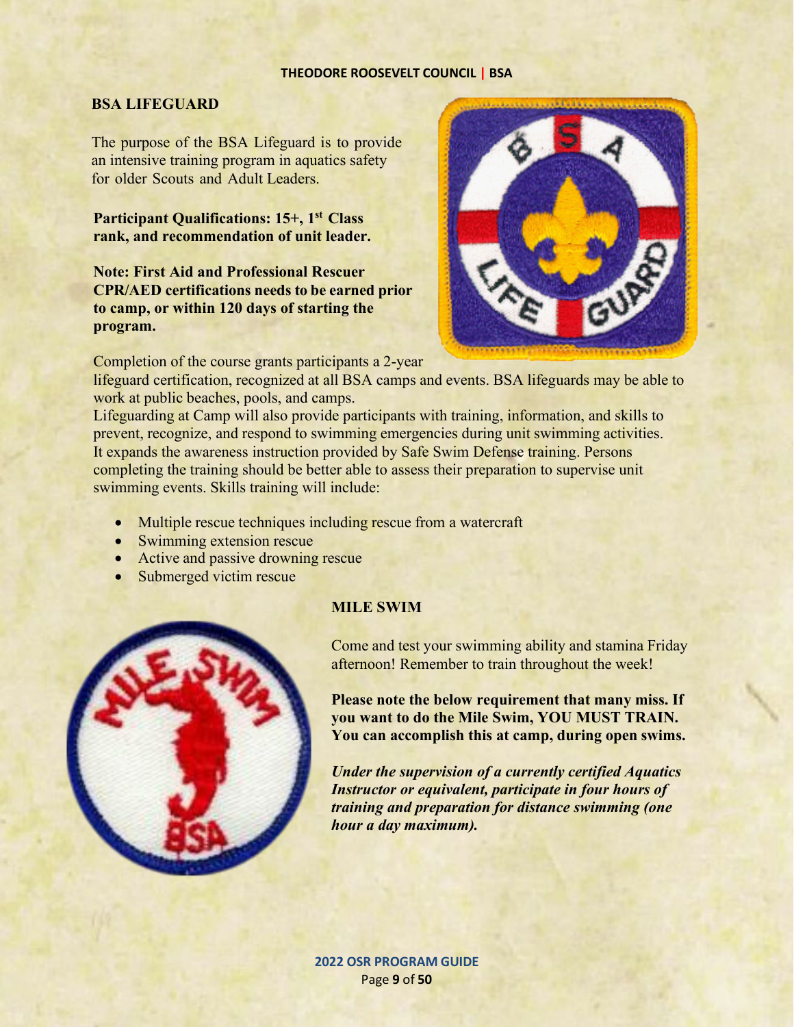## BSA LIFEGUARD

The purpose of the BSA Lifeguard is to provide an intensive training program in aquatics safety for older Scouts and Adult Leaders.

**Participant Qualifications: 15+, 1st Class rank, and recommendation of unit leader.**

**Note: First Aid and Professional Rescuer CPR/AED certifications needs to be earned prior to camp, or within 120 days of starting the program.**

Completion of the course grants participants a 2-year lifeguard certification, recognized at all BSA camps and events. BSA lifeguards may be able to work at public beaches, pools, and camps.

Lifeguarding at Camp will also provide participants with training, information, and skills to prevent, recognize, and respond to swimming emergencies during unit swimming activities. It expands the awareness instruction provided by Safe Swim Defense training. Persons completing the training should be better able to assess their preparation to supervise unit swimming events. Skills training will include:

- Multiple rescue techniques including rescue from a watercraft
- Swimming extension rescue
- Active and passive drowning rescue
- Submerged victim rescue

## MILE SWIM

Come and test your swimming ability and stamina Friday afternoon! Remember to train throughout the week!

**Please note the below requirement that many miss. If you want to do the Mile Swim, YOU MUST TRAIN. You can accomplish this at camp, during open swims.**

***Under the supervision of a currently certified Aquatics Instructor or equivalent, participate in four hours of training and preparation for distance swimming (one hour a day maximum).***